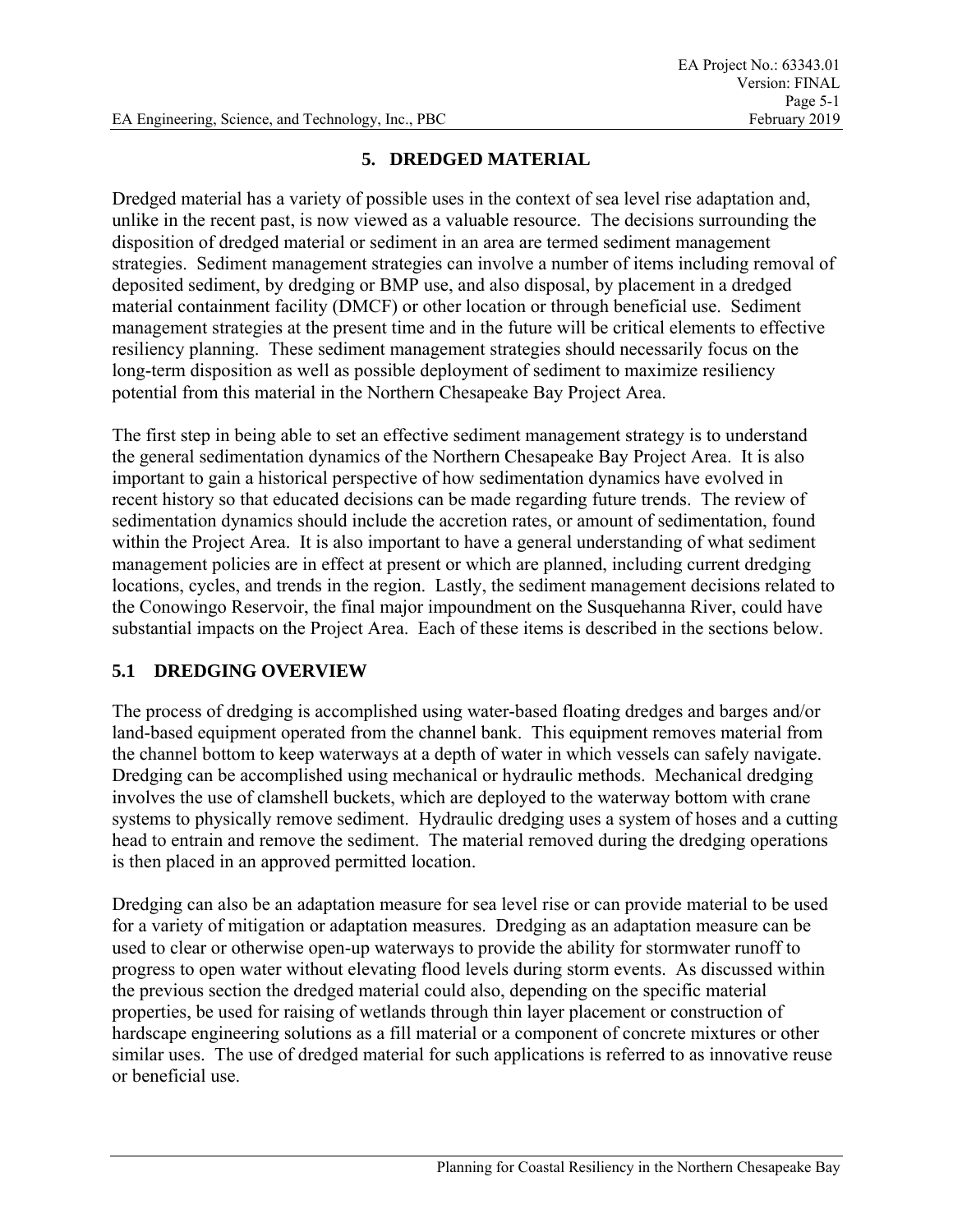# 5. DREDGED MATERIAL

Dredged material has a variety of possible uses in the context of sea level rise adaptation and, unlike in the recent past, is now viewed as a valuable resource. The decisions surrounding the disposition of dredged material or sediment in an area are termed sediment management strategies. Sediment management strategies can involve a number of items including removal of deposited sediment, by dredging or BMP use, and also disposal, by placement in a dredged material containment facility (DMCF) or other location or through beneficial use. Sediment management strategies at the present time and in the future will be critical elements to effective resiliency planning. These sediment management strategies should necessarily focus on the long-term disposition as well as possible deployment of sediment to maximize resiliency potential from this material in the Northern Chesapeake Bay Project Area.

The first step in being able to set an effective sediment management strategy is to understand the general sedimentation dynamics of the Northern Chesapeake Bay Project Area. It is also important to gain a historical perspective of how sedimentation dynamics have evolved in recent history so that educated decisions can be made regarding future trends. The review of sedimentation dynamics should include the accretion rates, or amount of sedimentation, found within the Project Area. It is also important to have a general understanding of what sediment management policies are in effect at present or which are planned, including current dredging locations, cycles, and trends in the region. Lastly, the sediment management decisions related to the Conowingo Reservoir, the final major impoundment on the Susquehanna River, could have substantial impacts on the Project Area. Each of these items is described in the sections below.

## 5.1 DREDGING OVERVIEW

The process of dredging is accomplished using water-based floating dredges and barges and/or land-based equipment operated from the channel bank. This equipment removes material from the channel bottom to keep waterways at a depth of water in which vessels can safely navigate. Dredging can be accomplished using mechanical or hydraulic methods. Mechanical dredging involves the use of clamshell buckets, which are deployed to the waterway bottom with crane systems to physically remove sediment. Hydraulic dredging uses a system of hoses and a cutting head to entrain and remove the sediment. The material removed during the dredging operations is then placed in an approved permitted location.

Dredging can also be an adaptation measure for sea level rise or can provide material to be used for a variety of mitigation or adaptation measures. Dredging as an adaptation measure can be used to clear or otherwise open-up waterways to provide the ability for stormwater runoff to progress to open water without elevating flood levels during storm events. As discussed within the previous section the dredged material could also, depending on the specific material properties, be used for raising of wetlands through thin layer placement or construction of hardscape engineering solutions as a fill material or a component of concrete mixtures or other similar uses. The use of dredged material for such applications is referred to as innovative reuse or beneficial use.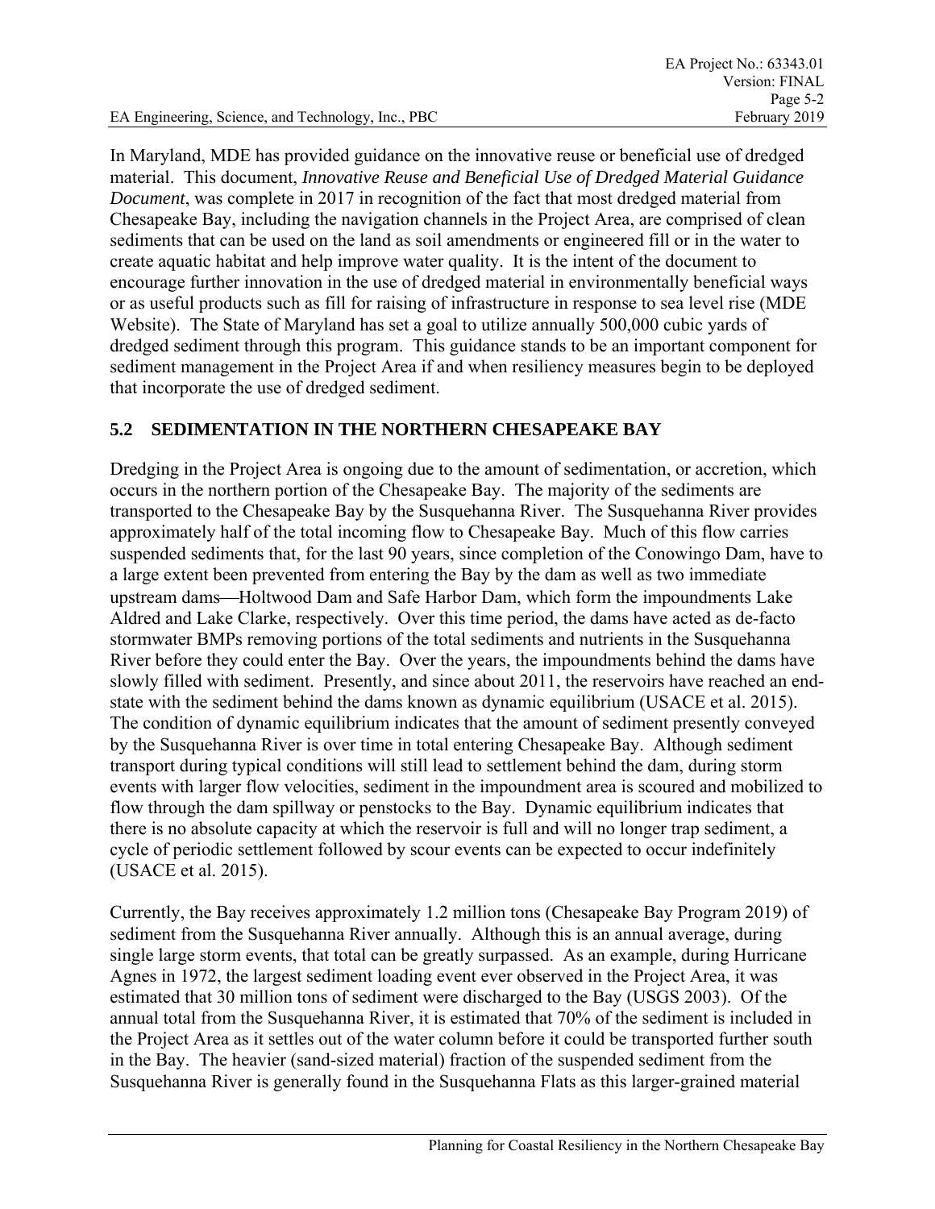In Maryland, MDE has provided guidance on the innovative reuse or beneficial use of dredged material. This document, *Innovative Reuse and Beneficial Use of Dredged Material Guidance Document*, was complete in 2017 in recognition of the fact that most dredged material from Chesapeake Bay, including the navigation channels in the Project Area, are comprised of clean sediments that can be used on the land as soil amendments or engineered fill or in the water to create aquatic habitat and help improve water quality. It is the intent of the document to encourage further innovation in the use of dredged material in environmentally beneficial ways or as useful products such as fill for raising of infrastructure in response to sea level rise (MDE Website). The State of Maryland has set a goal to utilize annually 500,000 cubic yards of dredged sediment through this program. This guidance stands to be an important component for sediment management in the Project Area if and when resiliency measures begin to be deployed that incorporate the use of dredged sediment.

## 5.2 SEDIMENTATION IN THE NORTHERN CHESAPEAKE BAY

Dredging in the Project Area is ongoing due to the amount of sedimentation, or accretion, which occurs in the northern portion of the Chesapeake Bay. The majority of the sediments are transported to the Chesapeake Bay by the Susquehanna River. The Susquehanna River provides approximately half of the total incoming flow to Chesapeake Bay. Much of this flow carries suspended sediments that, for the last 90 years, since completion of the Conowingo Dam, have to a large extent been prevented from entering the Bay by the dam as well as two immediate upstream dams—Holtwood Dam and Safe Harbor Dam, which form the impoundments Lake Aldred and Lake Clarke, respectively. Over this time period, the dams have acted as de-facto stormwater BMPs removing portions of the total sediments and nutrients in the Susquehanna River before they could enter the Bay. Over the years, the impoundments behind the dams have slowly filled with sediment. Presently, and since about 2011, the reservoirs have reached an end-state with the sediment behind the dams known as dynamic equilibrium (USACE et al. 2015). The condition of dynamic equilibrium indicates that the amount of sediment presently conveyed by the Susquehanna River is over time in total entering Chesapeake Bay. Although sediment transport during typical conditions will still lead to settlement behind the dam, during storm events with larger flow velocities, sediment in the impoundment area is scoured and mobilized to flow through the dam spillway or penstocks to the Bay. Dynamic equilibrium indicates that there is no absolute capacity at which the reservoir is full and will no longer trap sediment, a cycle of periodic settlement followed by scour events can be expected to occur indefinitely (USACE et al. 2015).

Currently, the Bay receives approximately 1.2 million tons (Chesapeake Bay Program 2019) of sediment from the Susquehanna River annually. Although this is an annual average, during single large storm events, that total can be greatly surpassed. As an example, during Hurricane Agnes in 1972, the largest sediment loading event ever observed in the Project Area, it was estimated that 30 million tons of sediment were discharged to the Bay (USGS 2003). Of the annual total from the Susquehanna River, it is estimated that 70% of the sediment is included in the Project Area as it settles out of the water column before it could be transported further south in the Bay. The heavier (sand-sized material) fraction of the suspended sediment from the Susquehanna River is generally found in the Susquehanna Flats as this larger-grained material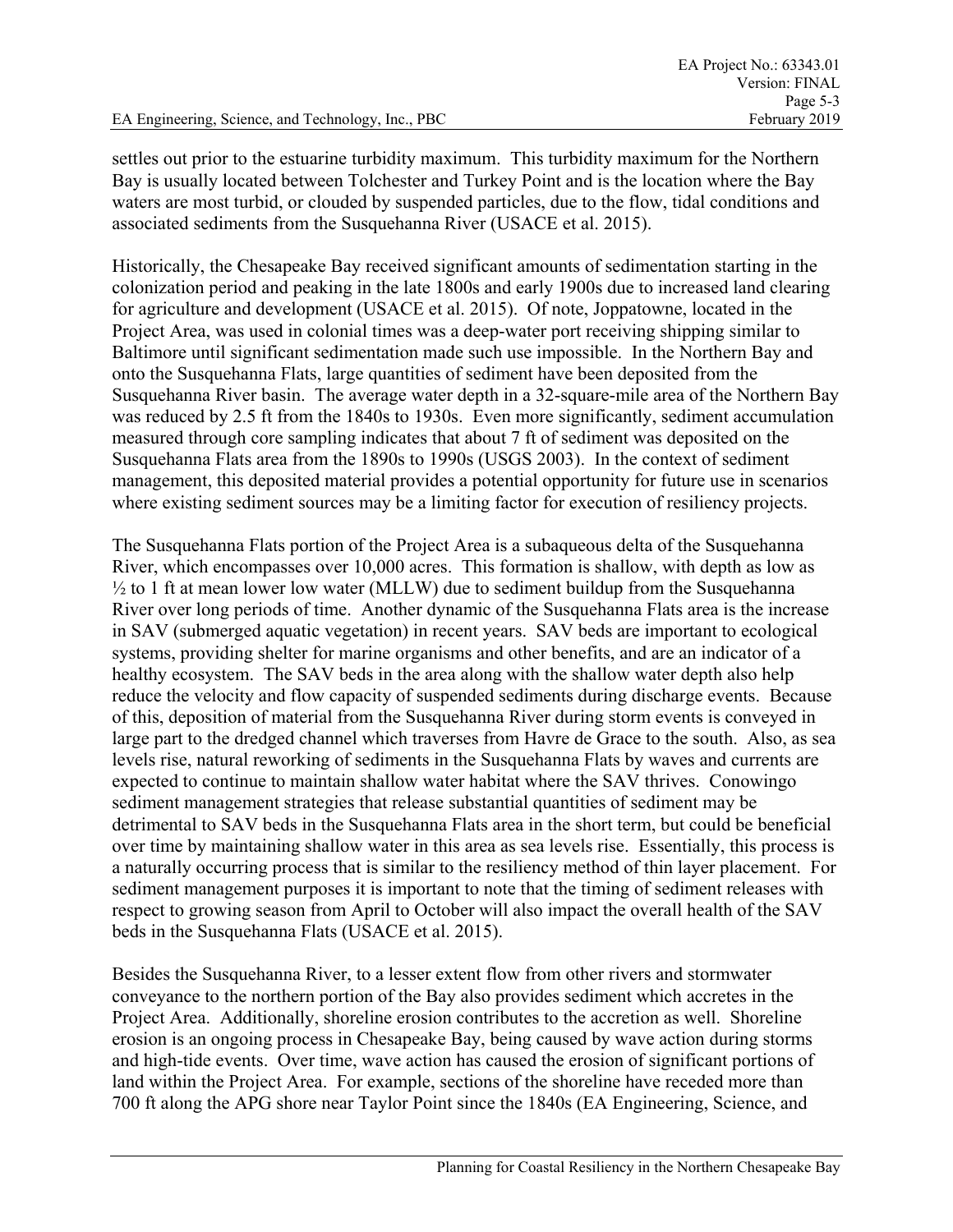settles out prior to the estuarine turbidity maximum. This turbidity maximum for the Northern Bay is usually located between Tolchester and Turkey Point and is the location where the Bay waters are most turbid, or clouded by suspended particles, due to the flow, tidal conditions and associated sediments from the Susquehanna River (USACE et al. 2015).

Historically, the Chesapeake Bay received significant amounts of sedimentation starting in the colonization period and peaking in the late 1800s and early 1900s due to increased land clearing for agriculture and development (USACE et al. 2015). Of note, Joppatowne, located in the Project Area, was used in colonial times was a deep-water port receiving shipping similar to Baltimore until significant sedimentation made such use impossible. In the Northern Bay and onto the Susquehanna Flats, large quantities of sediment have been deposited from the Susquehanna River basin. The average water depth in a 32-square-mile area of the Northern Bay was reduced by 2.5 ft from the 1840s to 1930s. Even more significantly, sediment accumulation measured through core sampling indicates that about 7 ft of sediment was deposited on the Susquehanna Flats area from the 1890s to 1990s (USGS 2003). In the context of sediment management, this deposited material provides a potential opportunity for future use in scenarios where existing sediment sources may be a limiting factor for execution of resiliency projects.

The Susquehanna Flats portion of the Project Area is a subaqueous delta of the Susquehanna River, which encompasses over 10,000 acres. This formation is shallow, with depth as low as ½ to 1 ft at mean lower low water (MLLW) due to sediment buildup from the Susquehanna River over long periods of time. Another dynamic of the Susquehanna Flats area is the increase in SAV (submerged aquatic vegetation) in recent years. SAV beds are important to ecological systems, providing shelter for marine organisms and other benefits, and are an indicator of a healthy ecosystem. The SAV beds in the area along with the shallow water depth also help reduce the velocity and flow capacity of suspended sediments during discharge events. Because of this, deposition of material from the Susquehanna River during storm events is conveyed in large part to the dredged channel which traverses from Havre de Grace to the south. Also, as sea levels rise, natural reworking of sediments in the Susquehanna Flats by waves and currents are expected to continue to maintain shallow water habitat where the SAV thrives. Conowingo sediment management strategies that release substantial quantities of sediment may be detrimental to SAV beds in the Susquehanna Flats area in the short term, but could be beneficial over time by maintaining shallow water in this area as sea levels rise. Essentially, this process is a naturally occurring process that is similar to the resiliency method of thin layer placement. For sediment management purposes it is important to note that the timing of sediment releases with respect to growing season from April to October will also impact the overall health of the SAV beds in the Susquehanna Flats (USACE et al. 2015).

Besides the Susquehanna River, to a lesser extent flow from other rivers and stormwater conveyance to the northern portion of the Bay also provides sediment which accretes in the Project Area. Additionally, shoreline erosion contributes to the accretion as well. Shoreline erosion is an ongoing process in Chesapeake Bay, being caused by wave action during storms and high-tide events. Over time, wave action has caused the erosion of significant portions of land within the Project Area. For example, sections of the shoreline have receded more than 700 ft along the APG shore near Taylor Point since the 1840s (EA Engineering, Science, and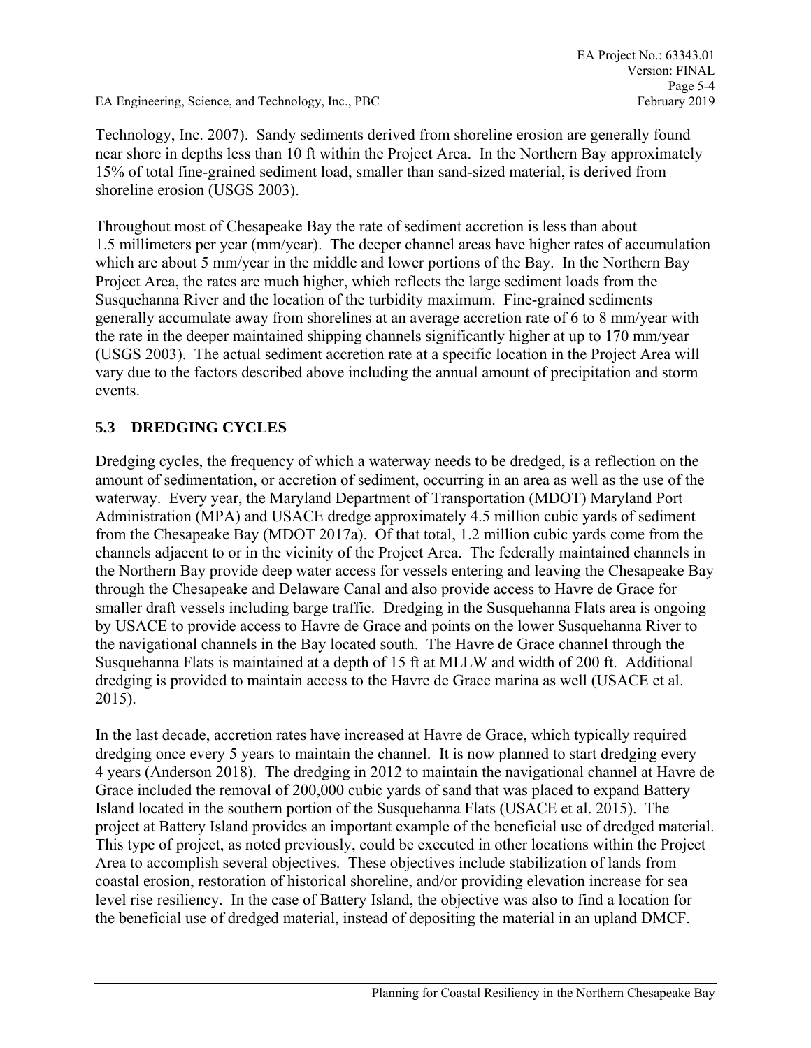Technology, Inc. 2007). Sandy sediments derived from shoreline erosion are generally found near shore in depths less than 10 ft within the Project Area. In the Northern Bay approximately 15% of total fine-grained sediment load, smaller than sand-sized material, is derived from shoreline erosion (USGS 2003).

Throughout most of Chesapeake Bay the rate of sediment accretion is less than about 1.5 millimeters per year (mm/year). The deeper channel areas have higher rates of accumulation which are about 5 mm/year in the middle and lower portions of the Bay. In the Northern Bay Project Area, the rates are much higher, which reflects the large sediment loads from the Susquehanna River and the location of the turbidity maximum. Fine-grained sediments generally accumulate away from shorelines at an average accretion rate of 6 to 8 mm/year with the rate in the deeper maintained shipping channels significantly higher at up to 170 mm/year (USGS 2003). The actual sediment accretion rate at a specific location in the Project Area will vary due to the factors described above including the annual amount of precipitation and storm events.

## 5.3 DREDGING CYCLES

Dredging cycles, the frequency of which a waterway needs to be dredged, is a reflection on the amount of sedimentation, or accretion of sediment, occurring in an area as well as the use of the waterway. Every year, the Maryland Department of Transportation (MDOT) Maryland Port Administration (MPA) and USACE dredge approximately 4.5 million cubic yards of sediment from the Chesapeake Bay (MDOT 2017a). Of that total, 1.2 million cubic yards come from the channels adjacent to or in the vicinity of the Project Area. The federally maintained channels in the Northern Bay provide deep water access for vessels entering and leaving the Chesapeake Bay through the Chesapeake and Delaware Canal and also provide access to Havre de Grace for smaller draft vessels including barge traffic. Dredging in the Susquehanna Flats area is ongoing by USACE to provide access to Havre de Grace and points on the lower Susquehanna River to the navigational channels in the Bay located south. The Havre de Grace channel through the Susquehanna Flats is maintained at a depth of 15 ft at MLLW and width of 200 ft. Additional dredging is provided to maintain access to the Havre de Grace marina as well (USACE et al. 2015).

In the last decade, accretion rates have increased at Havre de Grace, which typically required dredging once every 5 years to maintain the channel. It is now planned to start dredging every 4 years (Anderson 2018). The dredging in 2012 to maintain the navigational channel at Havre de Grace included the removal of 200,000 cubic yards of sand that was placed to expand Battery Island located in the southern portion of the Susquehanna Flats (USACE et al. 2015). The project at Battery Island provides an important example of the beneficial use of dredged material. This type of project, as noted previously, could be executed in other locations within the Project Area to accomplish several objectives. These objectives include stabilization of lands from coastal erosion, restoration of historical shoreline, and/or providing elevation increase for sea level rise resiliency. In the case of Battery Island, the objective was also to find a location for the beneficial use of dredged material, instead of depositing the material in an upland DMCF.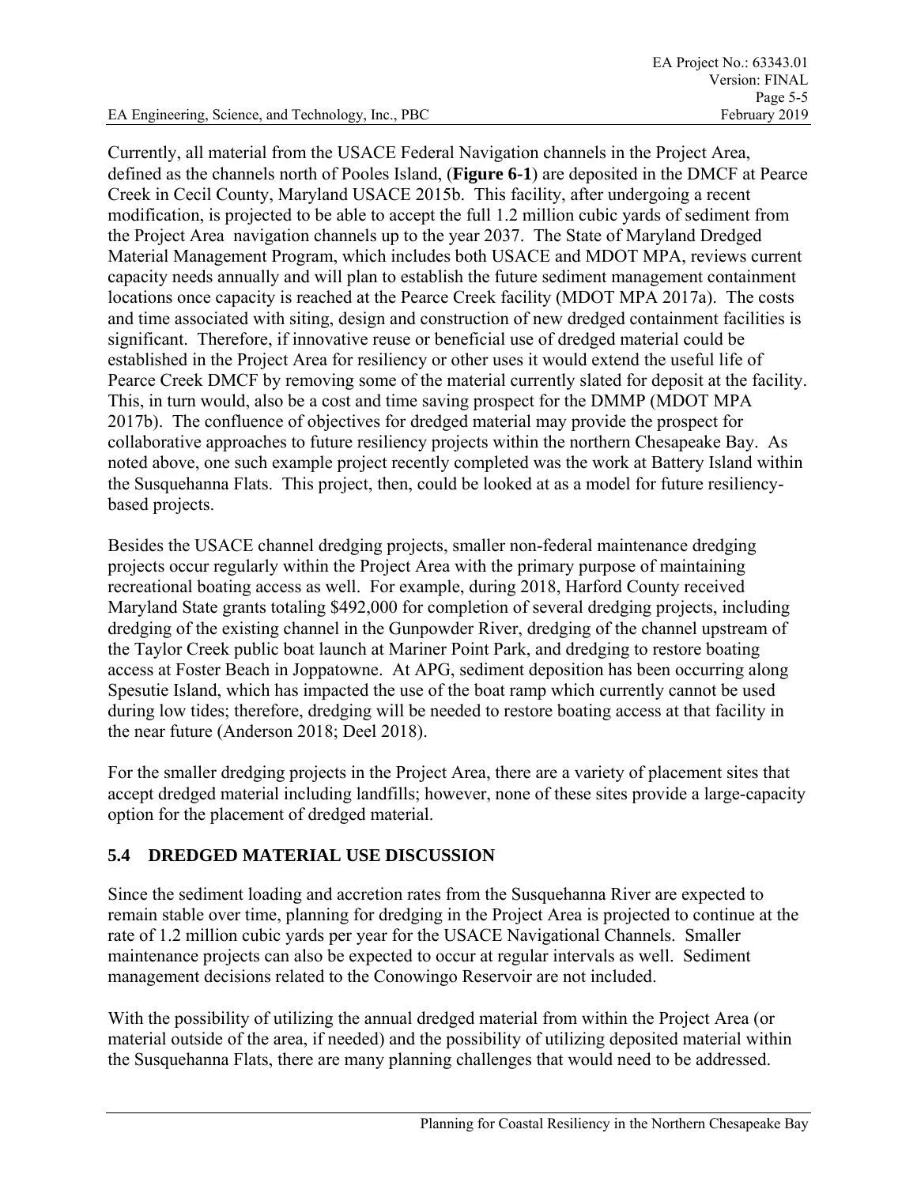Currently, all material from the USACE Federal Navigation channels in the Project Area, defined as the channels north of Pooles Island, (**Figure 6-1**) are deposited in the DMCF at Pearce Creek in Cecil County, Maryland USACE 2015b. This facility, after undergoing a recent modification, is projected to be able to accept the full 1.2 million cubic yards of sediment from the Project Area navigation channels up to the year 2037. The State of Maryland Dredged Material Management Program, which includes both USACE and MDOT MPA, reviews current capacity needs annually and will plan to establish the future sediment management containment locations once capacity is reached at the Pearce Creek facility (MDOT MPA 2017a). The costs and time associated with siting, design and construction of new dredged containment facilities is significant. Therefore, if innovative reuse or beneficial use of dredged material could be established in the Project Area for resiliency or other uses it would extend the useful life of Pearce Creek DMCF by removing some of the material currently slated for deposit at the facility. This, in turn would, also be a cost and time saving prospect for the DMMP (MDOT MPA 2017b). The confluence of objectives for dredged material may provide the prospect for collaborative approaches to future resiliency projects within the northern Chesapeake Bay. As noted above, one such example project recently completed was the work at Battery Island within the Susquehanna Flats. This project, then, could be looked at as a model for future resiliency-based projects.

Besides the USACE channel dredging projects, smaller non-federal maintenance dredging projects occur regularly within the Project Area with the primary purpose of maintaining recreational boating access as well. For example, during 2018, Harford County received Maryland State grants totaling $492,000 for completion of several dredging projects, including dredging of the existing channel in the Gunpowder River, dredging of the channel upstream of the Taylor Creek public boat launch at Mariner Point Park, and dredging to restore boating access at Foster Beach in Joppatowne. At APG, sediment deposition has been occurring along Spesutie Island, which has impacted the use of the boat ramp which currently cannot be used during low tides; therefore, dredging will be needed to restore boating access at that facility in the near future (Anderson 2018; Deel 2018).

For the smaller dredging projects in the Project Area, there are a variety of placement sites that accept dredged material including landfills; however, none of these sites provide a large-capacity option for the placement of dredged material.

## 5.4 DREDGED MATERIAL USE DISCUSSION

Since the sediment loading and accretion rates from the Susquehanna River are expected to remain stable over time, planning for dredging in the Project Area is projected to continue at the rate of 1.2 million cubic yards per year for the USACE Navigational Channels. Smaller maintenance projects can also be expected to occur at regular intervals as well. Sediment management decisions related to the Conowingo Reservoir are not included.

With the possibility of utilizing the annual dredged material from within the Project Area (or material outside of the area, if needed) and the possibility of utilizing deposited material within the Susquehanna Flats, there are many planning challenges that would need to be addressed.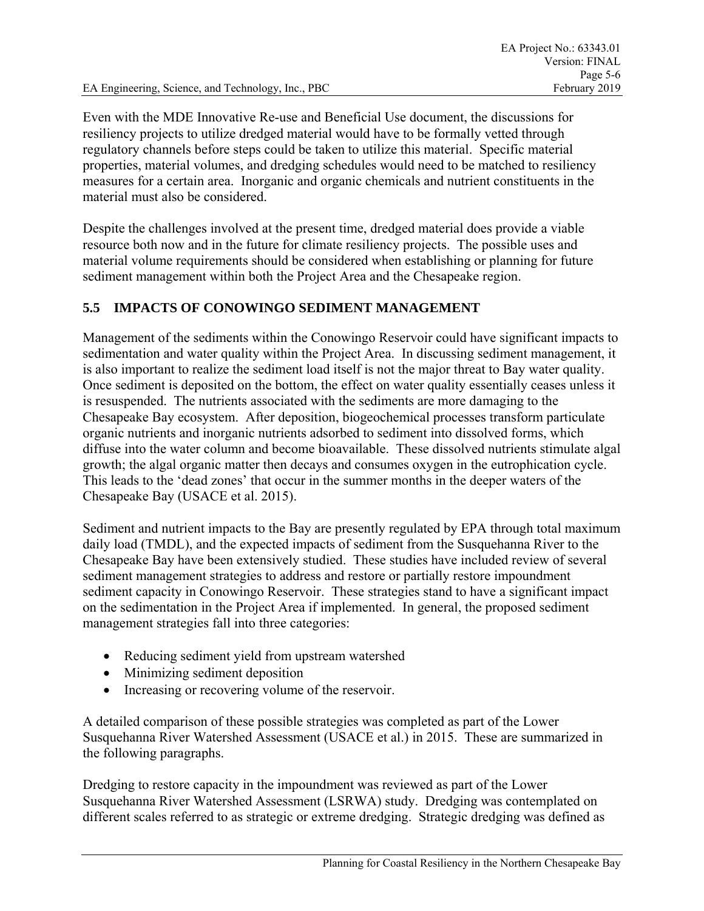Even with the MDE Innovative Re-use and Beneficial Use document, the discussions for resiliency projects to utilize dredged material would have to be formally vetted through regulatory channels before steps could be taken to utilize this material. Specific material properties, material volumes, and dredging schedules would need to be matched to resiliency measures for a certain area. Inorganic and organic chemicals and nutrient constituents in the material must also be considered.

Despite the challenges involved at the present time, dredged material does provide a viable resource both now and in the future for climate resiliency projects. The possible uses and material volume requirements should be considered when establishing or planning for future sediment management within both the Project Area and the Chesapeake region.

## 5.5 IMPACTS OF CONOWINGO SEDIMENT MANAGEMENT

Management of the sediments within the Conowingo Reservoir could have significant impacts to sedimentation and water quality within the Project Area. In discussing sediment management, it is also important to realize the sediment load itself is not the major threat to Bay water quality. Once sediment is deposited on the bottom, the effect on water quality essentially ceases unless it is resuspended. The nutrients associated with the sediments are more damaging to the Chesapeake Bay ecosystem. After deposition, biogeochemical processes transform particulate organic nutrients and inorganic nutrients adsorbed to sediment into dissolved forms, which diffuse into the water column and become bioavailable. These dissolved nutrients stimulate algal growth; the algal organic matter then decays and consumes oxygen in the eutrophication cycle. This leads to the 'dead zones' that occur in the summer months in the deeper waters of the Chesapeake Bay (USACE et al. 2015).

Sediment and nutrient impacts to the Bay are presently regulated by EPA through total maximum daily load (TMDL), and the expected impacts of sediment from the Susquehanna River to the Chesapeake Bay have been extensively studied. These studies have included review of several sediment management strategies to address and restore or partially restore impoundment sediment capacity in Conowingo Reservoir. These strategies stand to have a significant impact on the sedimentation in the Project Area if implemented. In general, the proposed sediment management strategies fall into three categories:

- Reducing sediment yield from upstream watershed
- Minimizing sediment deposition
- Increasing or recovering volume of the reservoir.

A detailed comparison of these possible strategies was completed as part of the Lower Susquehanna River Watershed Assessment (USACE et al.) in 2015. These are summarized in the following paragraphs.

Dredging to restore capacity in the impoundment was reviewed as part of the Lower Susquehanna River Watershed Assessment (LSRWA) study. Dredging was contemplated on different scales referred to as strategic or extreme dredging. Strategic dredging was defined as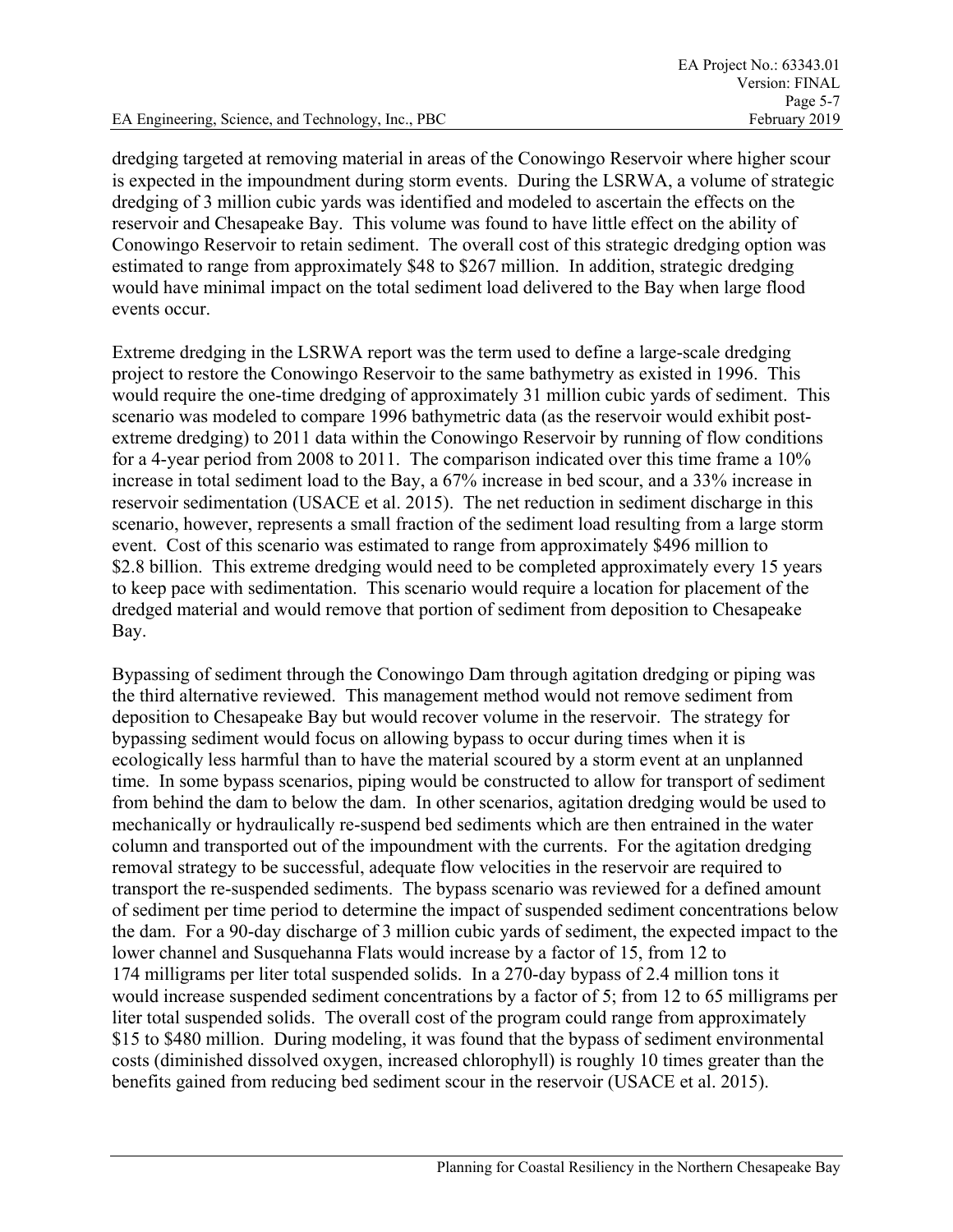dredging targeted at removing material in areas of the Conowingo Reservoir where higher scour is expected in the impoundment during storm events. During the LSRWA, a volume of strategic dredging of 3 million cubic yards was identified and modeled to ascertain the effects on the reservoir and Chesapeake Bay. This volume was found to have little effect on the ability of Conowingo Reservoir to retain sediment. The overall cost of this strategic dredging option was estimated to range from approximately \$48 to \$267 million. In addition, strategic dredging would have minimal impact on the total sediment load delivered to the Bay when large flood events occur.

Extreme dredging in the LSRWA report was the term used to define a large-scale dredging project to restore the Conowingo Reservoir to the same bathymetry as existed in 1996. This would require the one-time dredging of approximately 31 million cubic yards of sediment. This scenario was modeled to compare 1996 bathymetric data (as the reservoir would exhibit post-extreme dredging) to 2011 data within the Conowingo Reservoir by running of flow conditions for a 4-year period from 2008 to 2011. The comparison indicated over this time frame a 10% increase in total sediment load to the Bay, a 67% increase in bed scour, and a 33% increase in reservoir sedimentation (USACE et al. 2015). The net reduction in sediment discharge in this scenario, however, represents a small fraction of the sediment load resulting from a large storm event. Cost of this scenario was estimated to range from approximately \$496 million to \$2.8 billion. This extreme dredging would need to be completed approximately every 15 years to keep pace with sedimentation. This scenario would require a location for placement of the dredged material and would remove that portion of sediment from deposition to Chesapeake Bay.

Bypassing of sediment through the Conowingo Dam through agitation dredging or piping was the third alternative reviewed. This management method would not remove sediment from deposition to Chesapeake Bay but would recover volume in the reservoir. The strategy for bypassing sediment would focus on allowing bypass to occur during times when it is ecologically less harmful than to have the material scoured by a storm event at an unplanned time. In some bypass scenarios, piping would be constructed to allow for transport of sediment from behind the dam to below the dam. In other scenarios, agitation dredging would be used to mechanically or hydraulically re-suspend bed sediments which are then entrained in the water column and transported out of the impoundment with the currents. For the agitation dredging removal strategy to be successful, adequate flow velocities in the reservoir are required to transport the re-suspended sediments. The bypass scenario was reviewed for a defined amount of sediment per time period to determine the impact of suspended sediment concentrations below the dam. For a 90-day discharge of 3 million cubic yards of sediment, the expected impact to the lower channel and Susquehanna Flats would increase by a factor of 15, from 12 to 174 milligrams per liter total suspended solids. In a 270-day bypass of 2.4 million tons it would increase suspended sediment concentrations by a factor of 5; from 12 to 65 milligrams per liter total suspended solids. The overall cost of the program could range from approximately \$15 to \$480 million. During modeling, it was found that the bypass of sediment environmental costs (diminished dissolved oxygen, increased chlorophyll) is roughly 10 times greater than the benefits gained from reducing bed sediment scour in the reservoir (USACE et al. 2015).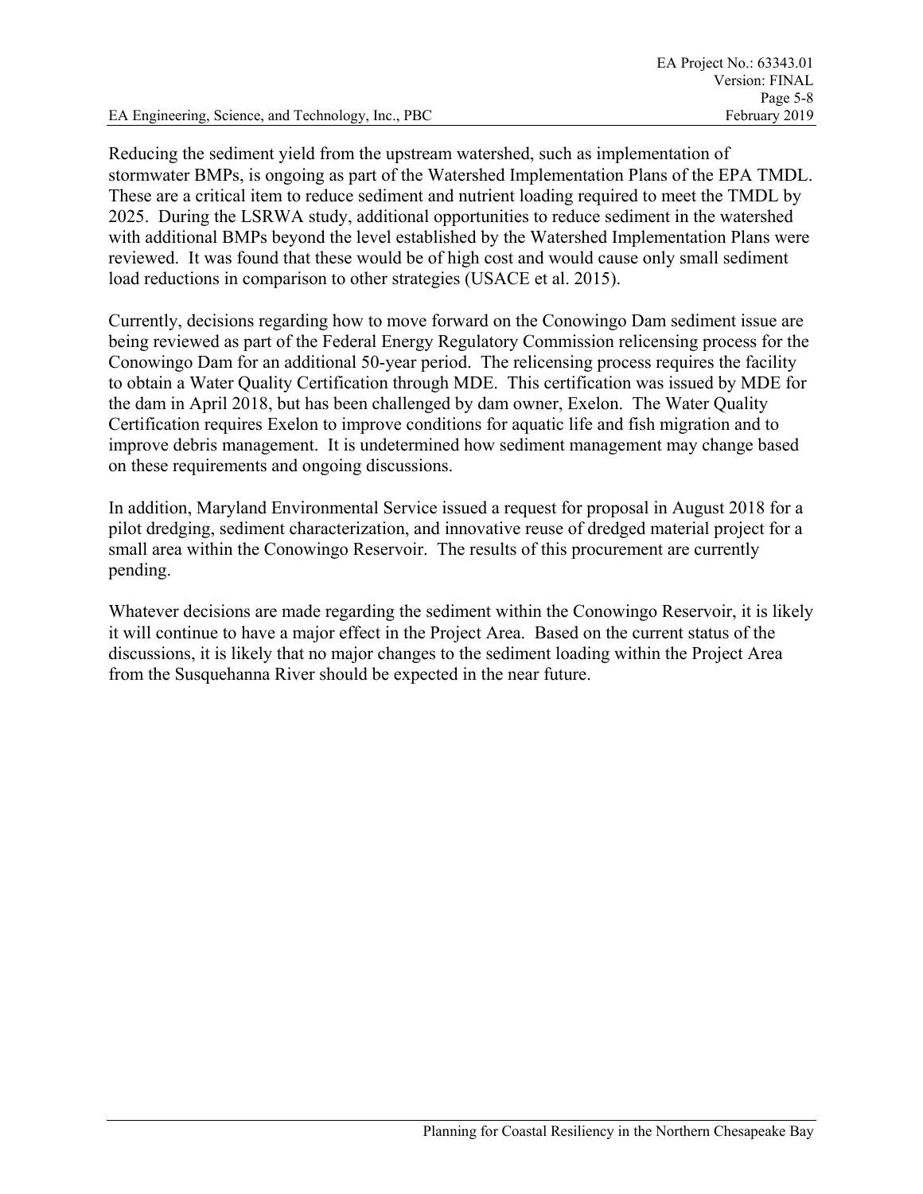Reducing the sediment yield from the upstream watershed, such as implementation of stormwater BMPs, is ongoing as part of the Watershed Implementation Plans of the EPA TMDL. These are a critical item to reduce sediment and nutrient loading required to meet the TMDL by 2025. During the LSRWA study, additional opportunities to reduce sediment in the watershed with additional BMPs beyond the level established by the Watershed Implementation Plans were reviewed. It was found that these would be of high cost and would cause only small sediment load reductions in comparison to other strategies (USACE et al. 2015).

Currently, decisions regarding how to move forward on the Conowingo Dam sediment issue are being reviewed as part of the Federal Energy Regulatory Commission relicensing process for the Conowingo Dam for an additional 50-year period. The relicensing process requires the facility to obtain a Water Quality Certification through MDE. This certification was issued by MDE for the dam in April 2018, but has been challenged by dam owner, Exelon. The Water Quality Certification requires Exelon to improve conditions for aquatic life and fish migration and to improve debris management. It is undetermined how sediment management may change based on these requirements and ongoing discussions.

In addition, Maryland Environmental Service issued a request for proposal in August 2018 for a pilot dredging, sediment characterization, and innovative reuse of dredged material project for a small area within the Conowingo Reservoir. The results of this procurement are currently pending.

Whatever decisions are made regarding the sediment within the Conowingo Reservoir, it is likely it will continue to have a major effect in the Project Area. Based on the current status of the discussions, it is likely that no major changes to the sediment loading within the Project Area from the Susquehanna River should be expected in the near future.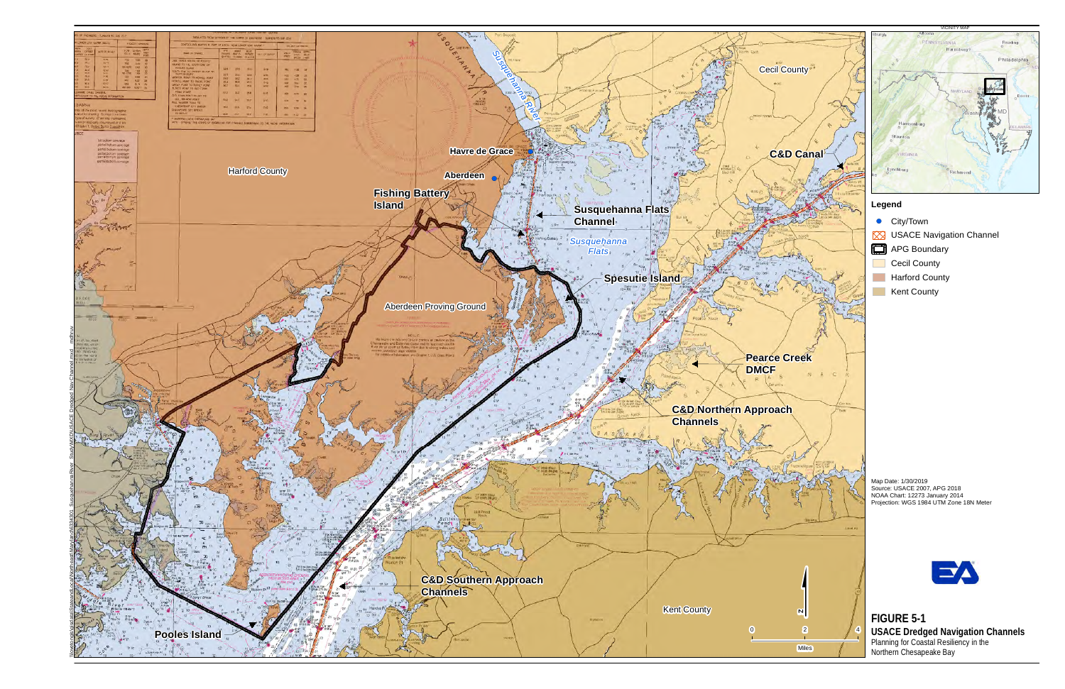Harford County

Havre de Grace

Aberdeen

Fishing Battery Island

Susquehanna River

Cecil County

C&D Canal

Susquehanna Flats Channel

Susquehanna Flats

Spesutie Island

Aberdeen Proving Ground

Pearce Creek DMCF

C&D Northern Approach Channels

C&D Southern Approach Channels

Kent County

Pooles Island

0 2 4

Miles

VICINITY MAP

Legend

- City/Town
- USACE Navigation Channel
- APG Boundary
- Cecil County
- Harford County
- Kent County

Map Date: 1/30/2019
Source: USACE 2007, APG 2018
NOAA Chart: 12273 January 2014
Projection: WGS 1984 UTM Zone 18N Meter

**FIGURE 5-1**
**USACE Dredged Navigation Channels**
Planning for Coastal Resiliency in the Northern Chesapeake Bay